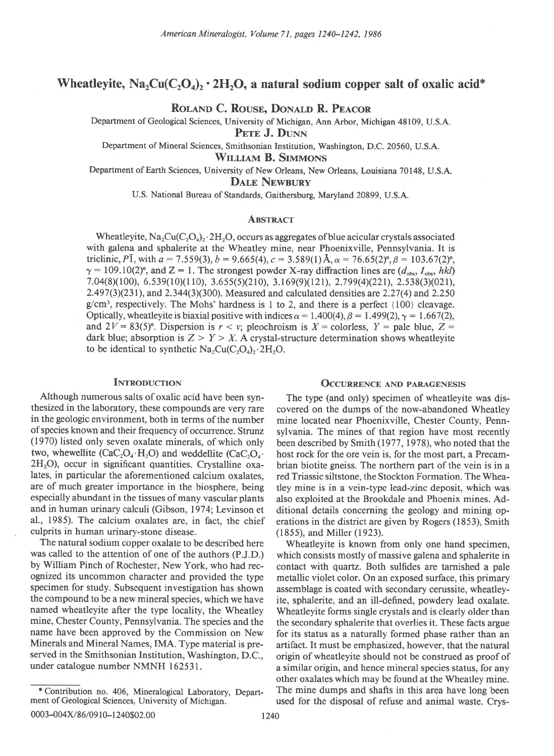# Wheatleyite, $Na_2Cu(C_2O_4)_2 \cdot 2H_2O$, a natural sodium copper salt of oxalic acid*

**Roland C. Rouse, Donald R. Peacor**

Department of Geological Sciences, University of Michigan, Ann Arbor, Michigan 48109, U.S.A.

**Pete J. Dunn**

Department of Mineral Sciences, Smithsonian Institution, Washington, D.C. 20560, U.S.A.

**William B. Simmons**

Department of Earth Sciences, University of New Orleans, New Orleans, Louisiana 70148, U.S.A.

**Dale Newbury**

U.S. National Bureau of Standards, Gaithersburg, Maryland 20899, U.S.A.

## Abstract

Wheatleyite, $Na_2Cu(C_2O_4)_2 \cdot 2H_2O$, occurs as aggregates of blue acicular crystals associated with galena and sphalerite at the Wheatley mine, near Phoenixville, Pennsylvania. It is triclinic, $P\bar{1}$, with $a = 7.559(3)$, $b = 9.665(4)$, $c = 3.589(1)$ Å, $\alpha = 76.65(2)°$, $\beta = 103.67(2)°$, $\gamma = 109.10(2)°$, and Z = 1. The strongest powder X-ray diffraction lines are ($d_{obs}$, $I_{obs}$, $hkl$) 7.04(8)(100), 6.539(10)(110), 3.655(5)(210), 3.169(9)(121), 2.799(4)(221), 2.538(3)(021), 2.497(3)(231), and 2.344(3)(300). Measured and calculated densities are 2.27(4) and 2.250 g/cm³, respectively. The Mohs' hardness is 1 to 2, and there is a perfect {100} cleavage. Optically, wheatleyite is biaxial positive with indices $\alpha = 1.400(4)$, $\beta = 1.499(2)$, $\gamma = 1.667(2)$, and $2V = 83(5)°$. Dispersion is $r < v$; pleochroism is $X$ = colorless, $Y$ = pale blue, $Z$ = dark blue; absorption is $Z > Y > X$. A crystal-structure determination shows wheatleyite to be identical to synthetic $Na_2Cu(C_2O_4)_2 \cdot 2H_2O$.

## Introduction

Although numerous salts of oxalic acid have been synthesized in the laboratory, these compounds are very rare in the geologic environment, both in terms of the number of species known and their frequency of occurrence. Strunz (1970) listed only seven oxalate minerals, of which only two, whewellite ($CaC_2O_4 \cdot H_2O$) and weddellite ($CaC_2O_4 \cdot 2H_2O$), occur in significant quantities. Crystalline oxalates, in particular the aforementioned calcium oxalates, are of much greater importance in the biosphere, being especially abundant in the tissues of many vascular plants and in human urinary calculi (Gibson, 1974; Levinson et al., 1985). The calcium oxalates are, in fact, the chief culprits in human urinary-stone disease.

The natural sodium copper oxalate to be described here was called to the attention of one of the authors (P.J.D.) by William Pinch of Rochester, New York, who had recognized its uncommon character and provided the type specimen for study. Subsequent investigation has shown the compound to be a new mineral species, which we have named wheatleyite after the type locality, the Wheatley mine, Chester County, Pennsylvania. The species and the name have been approved by the Commission on New Minerals and Mineral Names, IMA. Type material is preserved in the Smithsonian Institution, Washington, D.C., under catalogue number NMNH 162531.

## Occurrence and paragenesis

The type (and only) specimen of wheatleyite was discovered on the dumps of the now-abandoned Wheatley mine located near Phoenixville, Chester County, Pennsylvania. The mines of that region have most recently been described by Smith (1977, 1978), who noted that the host rock for the ore vein is, for the most part, a Precambrian biotite gneiss. The northern part of the vein is in a red Triassic siltstone, the Stockton Formation. The Wheatley mine is in a vein-type lead-zinc deposit, which was also exploited at the Brookdale and Phoenix mines. Additional details concerning the geology and mining operations in the district are given by Rogers (1853), Smith (1855), and Miller (1923).

Wheatleyite is known from only one hand specimen, which consists mostly of massive galena and sphalerite in contact with quartz. Both sulfides are tarnished a pale metallic violet color. On an exposed surface, this primary assemblage is coated with secondary cerussite, wheatleyite, sphalerite, and an ill-defined, powdery lead oxalate. Wheatleyite forms single crystals and is clearly older than the secondary sphalerite that overlies it. These facts argue for its status as a naturally formed phase rather than an artifact. It must be emphasized, however, that the natural origin of wheatleyite should not be construed as proof of a similar origin, and hence mineral species status, for any other oxalates which may be found at the Wheatley mine. The mine dumps and shafts in this area have long been used for the disposal of refuse and animal waste. Crys-

\* Contribution no. 406, Mineralogical Laboratory, Department of Geological Sciences, University of Michigan.

0003–004X/86/0910–1240$02.00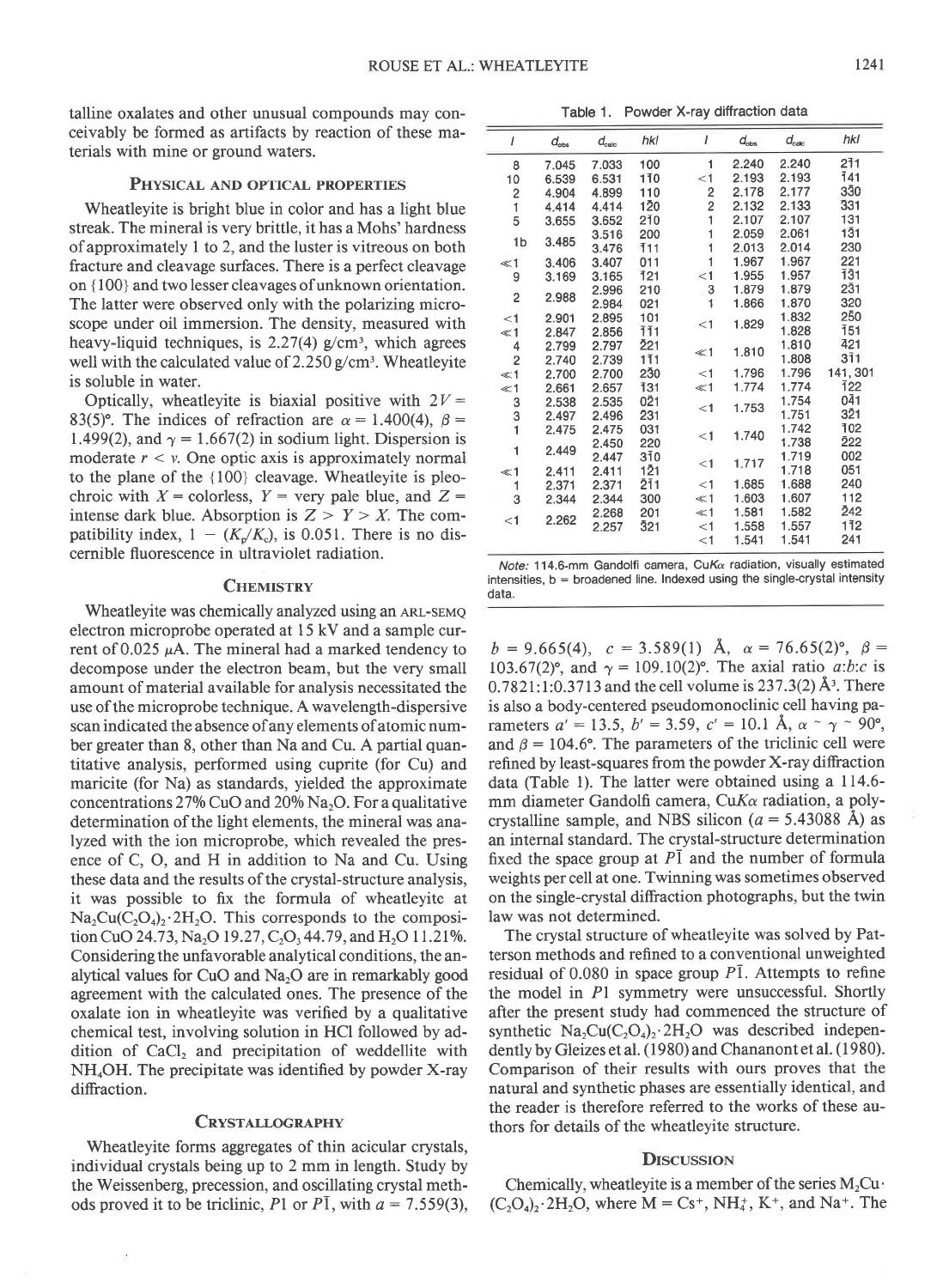talline oxalates and other unusual compounds may conceivably be formed as artifacts by reaction of these materials with mine or ground waters.

## Physical and optical properties

Wheatleyite is bright blue in color and has a light blue streak. The mineral is very brittle, it has a Mohs' hardness of approximately 1 to 2, and the luster is vitreous on both fracture and cleavage surfaces. There is a perfect cleavage on {100} and two lesser cleavages of unknown orientation. The latter were observed only with the polarizing microscope under oil immersion. The density, measured with heavy-liquid techniques, is 2.27(4) g/cm³, which agrees well with the calculated value of 2.250 g/cm³. Wheatleyite is soluble in water.

Optically, wheatleyite is biaxial positive with $2V = 83(5)°$. The indices of refraction are $\alpha = 1.400(4)$, $\beta = 1.499(2)$, and $\gamma = 1.667(2)$ in sodium light. Dispersion is moderate $r < v$. One optic axis is approximately normal to the plane of the {100} cleavage. Wheatleyite is pleochroic with $X$ = colorless, $Y$ = very pale blue, and $Z$ = intense dark blue. Absorption is $Z > Y > X$. The compatibility index, $1 - (K_p/K_c)$, is 0.051. There is no discernible fluorescence in ultraviolet radiation.

## Chemistry

Wheatleyite was chemically analyzed using an ARL-SEMQ electron microprobe operated at 15 kV and a sample current of 0.025 μA. The mineral had a marked tendency to decompose under the electron beam, but the very small amount of material available for analysis necessitated the use of the microprobe technique. A wavelength-dispersive scan indicated the absence of any elements of atomic number greater than 8, other than Na and Cu. A partial quantitative analysis, performed using cuprite (for Cu) and maricite (for Na) as standards, yielded the approximate concentrations 27% CuO and 20% $Na_2O$. For a qualitative determination of the light elements, the mineral was analyzed with the ion microprobe, which revealed the presence of C, O, and H in addition to Na and Cu. Using these data and the results of the crystal-structure analysis, it was possible to fix the formula of wheatleyite at $Na_2Cu(C_2O_4)_2 \cdot 2H_2O$. This corresponds to the composition CuO 24.73, $Na_2O$ 19.27, $C_2O_3$ 44.79, and $H_2O$ 11.21%. Considering the unfavorable analytical conditions, the analytical values for CuO and $Na_2O$ are in remarkably good agreement with the calculated ones. The presence of the oxalate ion in wheatleyite was verified by a qualitative chemical test, involving solution in HCl followed by addition of $CaCl_2$ and precipitation of weddellite with $NH_4OH$. The precipitate was identified by powder X-ray diffraction.

## Crystallography

Wheatleyite forms aggregates of thin acicular crystals, individual crystals being up to 2 mm in length. Study by the Weissenberg, precession, and oscillating crystal methods proved it to be triclinic, $P1$ or $P\bar{1}$, with $a = 7.559(3)$, $b = 9.665(4)$, $c = 3.589(1)$ Å, $\alpha = 76.65(2)°$, $\beta = 103.67(2)°$, and $\gamma = 109.10(2)°$. The axial ratio $a:b:c$ is 0.7821:1:0.3713 and the cell volume is 237.3(2) Å³. There is also a body-centered pseudomonoclinic cell having parameters $a' = 13.5$, $b' = 3.59$, $c' = 10.1$ Å, $\alpha \sim \gamma \sim 90°$, and $\beta = 104.6°$. The parameters of the triclinic cell were refined by least-squares from the powder X-ray diffraction data (Table 1). The latter were obtained using a 114.6-mm diameter Gandolfi camera, Cu$K\alpha$ radiation, a polycrystalline sample, and NBS silicon ($a = 5.43088$ Å) as an internal standard. The crystal-structure determination fixed the space group at $P\bar{1}$ and the number of formula weights per cell at one. Twinning was sometimes observed on the single-crystal diffraction photographs, but the twin law was not determined.

Table 1. Powder X-ray diffraction data

| $I$ | $d_{obs}$ | $d_{calc}$ | $hkl$ | $I$ | $d_{obs}$ | $d_{calc}$ | $hkl$ |
|---|---|---|---|---|---|---|---|
| 8 | 7.045 | 7.033 | 100 | 1 | 2.240 | 2.240 | $2\bar{1}1$ |
| 10 | 6.539 | 6.531 | $1\bar{1}0$ | <1 | 2.193 | 2.193 | $\bar{1}41$ |
| 2 | 4.904 | 4.899 | 110 | 2 | 2.178 | 2.177 | $3\bar{3}0$ |
| 1 | 4.414 | 4.414 | $1\bar{2}0$ | 2 | 2.132 | 2.133 | $3\bar{3}1$ |
| 5 | 3.655 | 3.652 | $2\bar{1}0$ | 1 | 2.107 | 2.107 | 131 |
| 1b | 3.485 | 3.516 | 200 | 1 | 2.059 | 2.061 | $1\bar{3}1$ |
| | | 3.476 | $\bar{1}11$ | 1 | 2.013 | 2.014 | 230 |
| ≪1 | 3.406 | 3.407 | 011 | 1 | 1.967 | 1.967 | $2\bar{2}1$ |
| 9 | 3.169 | 3.165 | $\bar{1}21$ | <1 | 1.955 | 1.957 | $\bar{1}\bar{3}1$ |
| 2 | 2.988 | 2.996 | 210 | 3 | 1.879 | 1.879 | $2\bar{3}1$ |
| | | 2.984 | 021 | 1 | 1.866 | 1.870 | 320 |
| <1 | 2.901 | 2.895 | 101 | <1 | 1.829 | 1.832 | $2\bar{5}0$ |
| ≪1 | 2.847 | 2.856 | $\bar{1}\bar{1}1$ | | | 1.828 | $\bar{1}51$ |
| 4 | 2.799 | 2.797 | $\bar{2}21$ | ≪1 | 1.810 | 1.810 | $\bar{4}21$ |
| 2 | 2.740 | 2.739 | $1\bar{1}1$ | | | 1.808 | $3\bar{1}1$ |
| ≪1 | 2.700 | 2.700 | $2\bar{3}0$ | <1 | 1.796 | 1.796 | 141, 301 |
| ≪1 | 2.661 | 2.657 | $\bar{1}31$ | ≪1 | 1.774 | 1.774 | $\bar{1}22$ |
| 3 | 2.538 | 2.535 | $0\bar{2}1$ | <1 | 1.753 | 1.754 | $0\bar{4}1$ |
| 3 | 2.497 | 2.496 | $\bar{2}31$ | | | 1.751 | $3\bar{2}1$ |
| 1 | 2.475 | 2.475 | 031 | <1 | 1.740 | 1.742 | $\bar{1}02$ |
| 1 | 2.449 | 2.450 | 220 | | | 1.738 | $\bar{2}22$ |
| | | 2.447 | $3\bar{1}0$ | <1 | 1.717 | 1.719 | 002 |
| ≪1 | 2.411 | 2.411 | $1\bar{2}1$ | | | 1.718 | 051 |
| 1 | 2.371 | 2.371 | $\bar{2}\bar{1}1$ | <1 | 1.685 | 1.688 | 240 |
| 3 | 2.344 | 2.344 | 300 | ≪1 | 1.603 | 1.607 | 112 |
| <1 | 2.262 | 2.268 | 201 | ≪1 | 1.581 | 1.582 | $\bar{2}42$ |
| | | 2.257 | $\bar{3}21$ | <1 | 1.558 | 1.557 | $1\bar{1}2$ |
| | | | | <1 | 1.541 | 1.541 | 241 |

*Note:* 114.6-mm Gandolfi camera, Cu$K\alpha$ radiation, visually estimated intensities, b = broadened line. Indexed using the single-crystal intensity data.

The crystal structure of wheatleyite was solved by Patterson methods and refined to a conventional unweighted residual of 0.080 in space group $P\bar{1}$. Attempts to refine the model in $P1$ symmetry were unsuccessful. Shortly after the present study had commenced the structure of synthetic $Na_2Cu(C_2O_4)_2 \cdot 2H_2O$ was described independently by Gleizes et al. (1980) and Chananont et al. (1980). Comparison of their results with ours proves that the natural and synthetic phases are essentially identical, and the reader is therefore referred to the works of these authors for details of the wheatleyite structure.

## Discussion

Chemically, wheatleyite is a member of the series $M_2Cu \cdot (C_2O_4)_2 \cdot 2H_2O$, where M = $Cs^+$, $NH_4^+$, $K^+$, and $Na^+$. The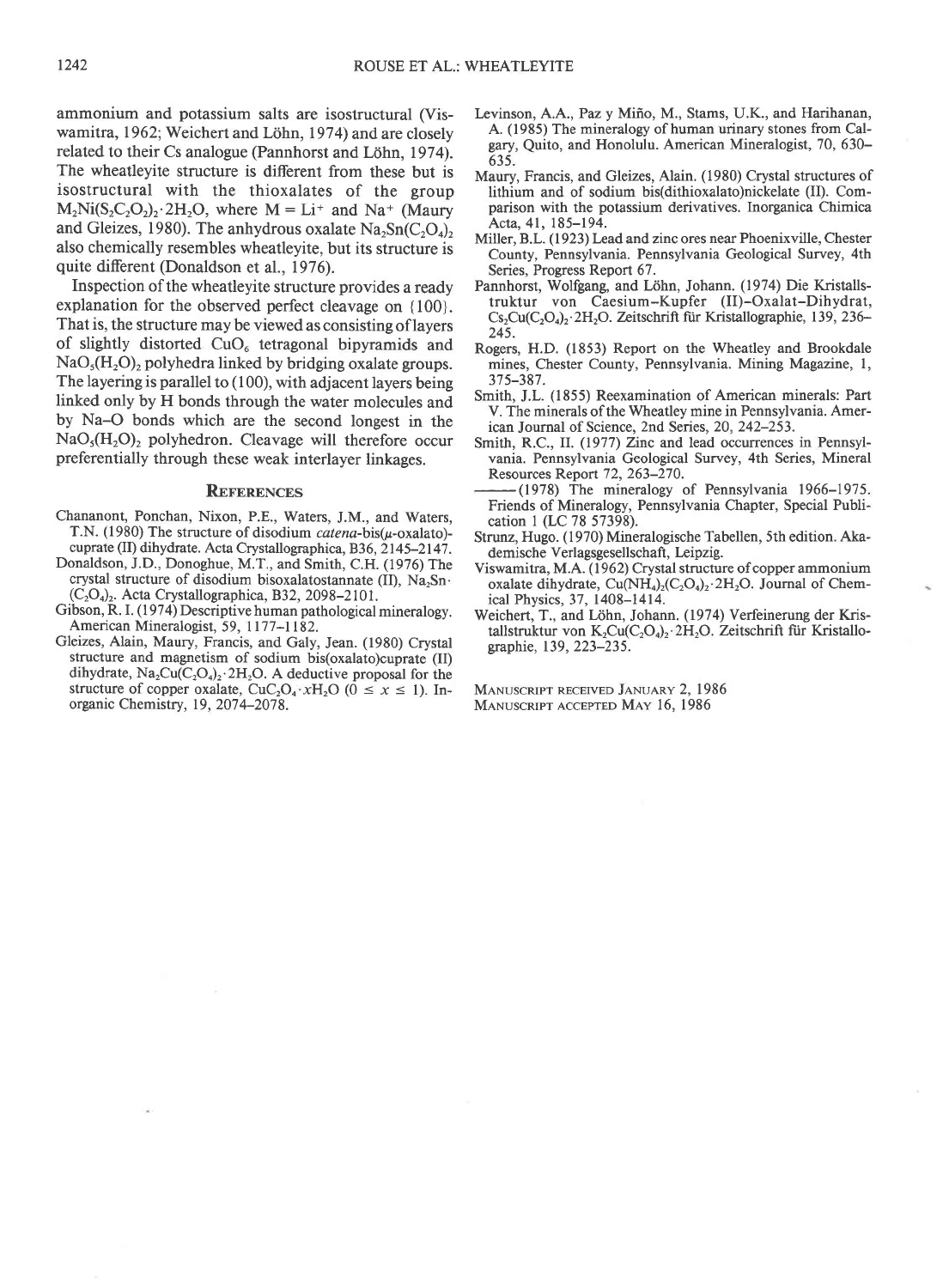ammonium and potassium salts are isostructural (Viswamitra, 1962; Weichert and Löhn, 1974) and are closely related to their Cs analogue (Pannhorst and Löhn, 1974). The wheatleyite structure is different from these but is isostructural with the thioxalates of the group $M_2Ni(S_2C_2O_2)_2 \cdot 2H_2O$, where $M = Li^+$ and $Na^+$ (Maury and Gleizes, 1980). The anhydrous oxalate $Na_2Sn(C_2O_4)_2$ also chemically resembles wheatleyite, but its structure is quite different (Donaldson et al., 1976).

Inspection of the wheatleyite structure provides a ready explanation for the observed perfect cleavage on {100}. That is, the structure may be viewed as consisting of layers of slightly distorted $CuO_6$ tetragonal bipyramids and $NaO_5(H_2O)_2$ polyhedra linked by bridging oxalate groups. The layering is parallel to (100), with adjacent layers being linked only by H bonds through the water molecules and by Na–O bonds which are the second longest in the $NaO_5(H_2O)_2$ polyhedron. Cleavage will therefore occur preferentially through these weak interlayer linkages.

## References

Chananont, Ponchan, Nixon, P.E., Waters, J.M., and Waters, T.N. (1980) The structure of disodium *catena*-bis(μ-oxalato)-cuprate (II) dihydrate. Acta Crystallographica, B36, 2145–2147.

Donaldson, J.D., Donoghue, M.T., and Smith, C.H. (1976) The crystal structure of disodium bisoxalatostannate (II), $Na_2Sn \cdot (C_2O_4)_2$. Acta Crystallographica, B32, 2098–2101.

Gibson, R. I. (1974) Descriptive human pathological mineralogy. American Mineralogist, 59, 1177–1182.

Gleizes, Alain, Maury, Francis, and Galy, Jean. (1980) Crystal structure and magnetism of sodium bis(oxalato)cuprate (II) dihydrate, $Na_2Cu(C_2O_4)_2 \cdot 2H_2O$. A deductive proposal for the structure of copper oxalate, $CuC_2O_4 \cdot xH_2O$ ($0 \leq x \leq 1$). Inorganic Chemistry, 19, 2074–2078.

Levinson, A.A., Paz y Miño, M., Stams, U.K., and Harihanan, A. (1985) The mineralogy of human urinary stones from Calgary, Quito, and Honolulu. American Mineralogist, 70, 630–635.

Maury, Francis, and Gleizes, Alain. (1980) Crystal structures of lithium and of sodium bis(dithioxalato)nickelate (II). Comparison with the potassium derivatives. Inorganica Chimica Acta, 41, 185–194.

Miller, B.L. (1923) Lead and zinc ores near Phoenixville, Chester County, Pennsylvania. Pennsylvania Geological Survey, 4th Series, Progress Report 67.

Pannhorst, Wolfgang, and Löhn, Johann. (1974) Die Kristallstruktur von Caesium–Kupfer (II)–Oxalat–Dihydrat, $Cs_2Cu(C_2O_4)_2 \cdot 2H_2O$. Zeitschrift für Kristallographie, 139, 236–245.

Rogers, H.D. (1853) Report on the Wheatley and Brookdale mines, Chester County, Pennsylvania. Mining Magazine, 1, 375–387.

Smith, J.L. (1855) Reexamination of American minerals: Part V. The minerals of the Wheatley mine in Pennsylvania. American Journal of Science, 2nd Series, 20, 242–253.

Smith, R.C., II. (1977) Zinc and lead occurrences in Pennsylvania. Pennsylvania Geological Survey, 4th Series, Mineral Resources Report 72, 263–270.

——— (1978) The mineralogy of Pennsylvania 1966–1975. Friends of Mineralogy, Pennsylvania Chapter, Special Publication 1 (LC 78 57398).

Strunz, Hugo. (1970) Mineralogische Tabellen, 5th edition. Akademische Verlagsgesellschaft, Leipzig.

Viswamitra, M.A. (1962) Crystal structure of copper ammonium oxalate dihydrate, $Cu(NH_4)_2(C_2O_4)_2 \cdot 2H_2O$. Journal of Chemical Physics, 37, 1408–1414.

Weichert, T., and Löhn, Johann. (1974) Verfeinerung der Kristallstruktur von $K_2Cu(C_2O_4)_2 \cdot 2H_2O$. Zeitschrift für Kristallographie, 139, 223–235.

Manuscript received January 2, 1986
Manuscript accepted May 16, 1986